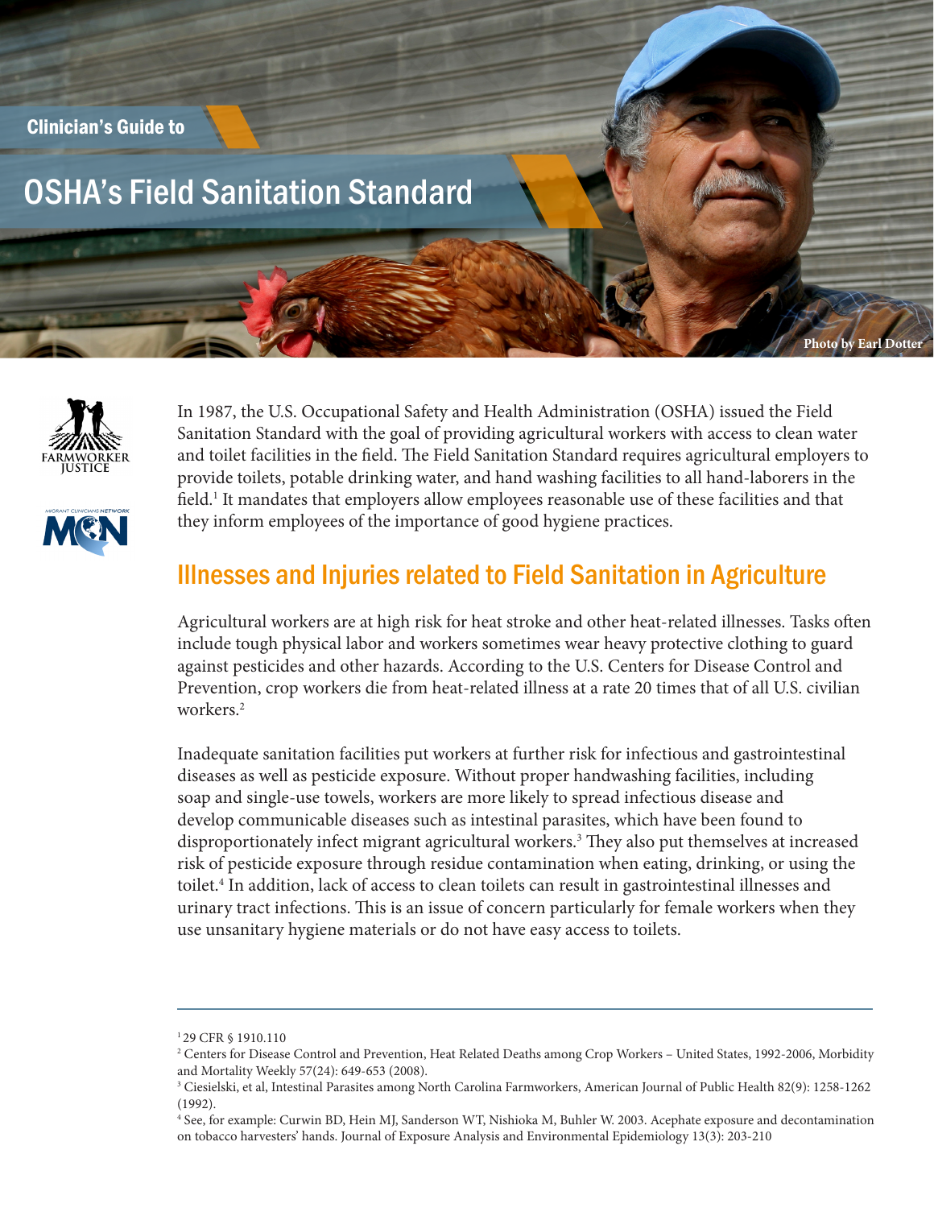Clinician's Guide to

# OSHA's Field Sanitation Standard

Photo by Earl Dotter

In 1987, the U.S. Occupational Safety and Health Administration (OSHA) issued the Field Sanitation Standard with the goal of providing agricultural workers with access to clean water and toilet facilities in the field. The Field Sanitation Standard requires agricultural employers to provide toilets, potable drinking water, and hand washing facilities to all hand-laborers in the field.[1] It mandates that employers allow employees reasonable use of these facilities and that they inform employees of the importance of good hygiene practices.

## Illnesses and Injuries related to Field Sanitation in Agriculture

Agricultural workers are at high risk for heat stroke and other heat-related illnesses. Tasks often include tough physical labor and workers sometimes wear heavy protective clothing to guard against pesticides and other hazards. According to the U.S. Centers for Disease Control and Prevention, crop workers die from heat-related illness at a rate 20 times that of all U.S. civilian workers.[2]

Inadequate sanitation facilities put workers at further risk for infectious and gastrointestinal diseases as well as pesticide exposure. Without proper handwashing facilities, including soap and single-use towels, workers are more likely to spread infectious disease and develop communicable diseases such as intestinal parasites, which have been found to disproportionately infect migrant agricultural workers.[3] They also put themselves at increased risk of pesticide exposure through residue contamination when eating, drinking, or using the toilet.[4] In addition, lack of access to clean toilets can result in gastrointestinal illnesses and urinary tract infections. This is an issue of concern particularly for female workers when they use unsanitary hygiene materials or do not have easy access to toilets.

---

[1] 29 CFR § 1910.110

[2] Centers for Disease Control and Prevention, Heat Related Deaths among Crop Workers – United States, 1992-2006, Morbidity and Mortality Weekly 57(24): 649-653 (2008).

[3] Ciesielski, et al, Intestinal Parasites among North Carolina Farmworkers, American Journal of Public Health 82(9): 1258-1262 (1992).

[4] See, for example: Curwin BD, Hein MJ, Sanderson WT, Nishioka M, Buhler W. 2003. Acephate exposure and decontamination on tobacco harvesters' hands. Journal of Exposure Analysis and Environmental Epidemiology 13(3): 203-210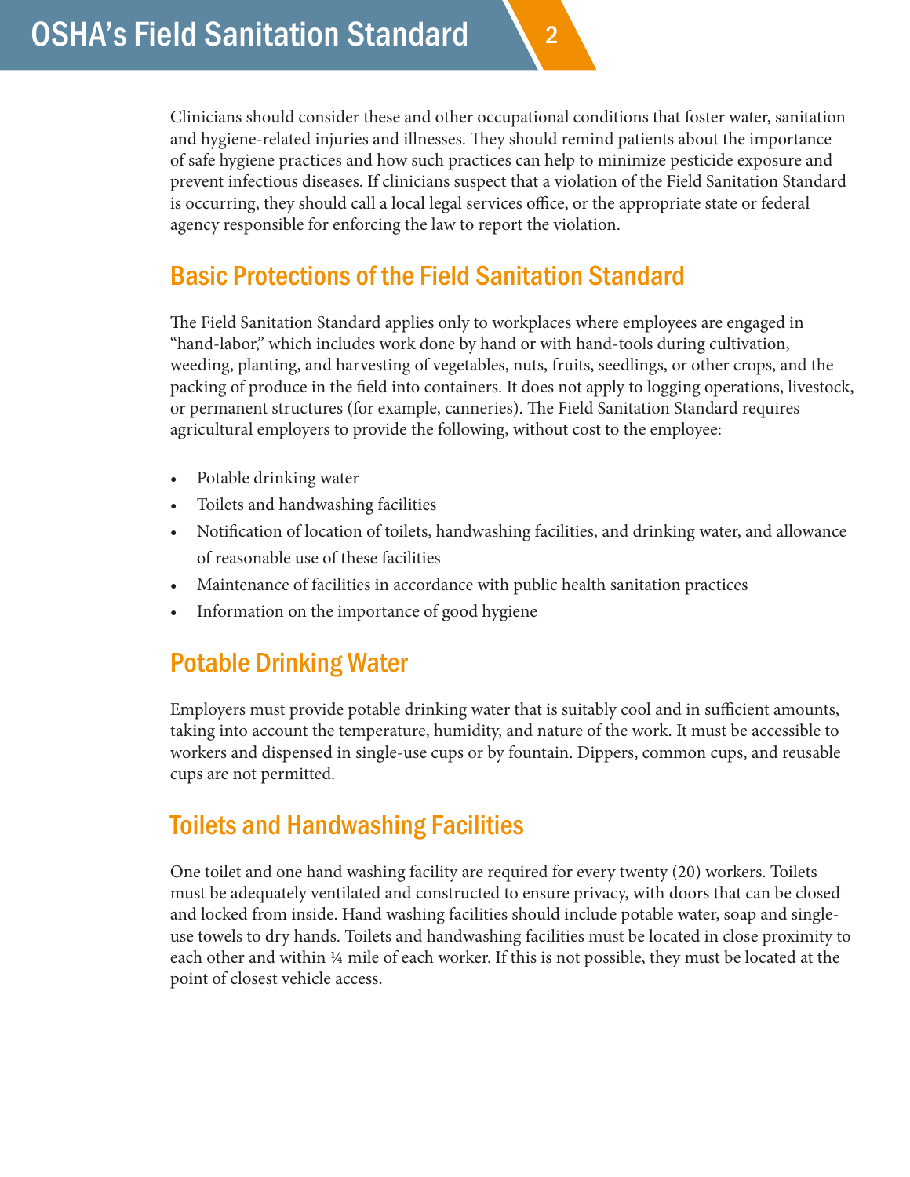Clinicians should consider these and other occupational conditions that foster water, sanitation and hygiene-related injuries and illnesses. They should remind patients about the importance of safe hygiene practices and how such practices can help to minimize pesticide exposure and prevent infectious diseases. If clinicians suspect that a violation of the Field Sanitation Standard is occurring, they should call a local legal services office, or the appropriate state or federal agency responsible for enforcing the law to report the violation.

## Basic Protections of the Field Sanitation Standard

The Field Sanitation Standard applies only to workplaces where employees are engaged in "hand-labor," which includes work done by hand or with hand-tools during cultivation, weeding, planting, and harvesting of vegetables, nuts, fruits, seedlings, or other crops, and the packing of produce in the field into containers. It does not apply to logging operations, livestock, or permanent structures (for example, canneries). The Field Sanitation Standard requires agricultural employers to provide the following, without cost to the employee:

- Potable drinking water
- Toilets and handwashing facilities
- Notification of location of toilets, handwashing facilities, and drinking water, and allowance of reasonable use of these facilities
- Maintenance of facilities in accordance with public health sanitation practices
- Information on the importance of good hygiene

## Potable Drinking Water

Employers must provide potable drinking water that is suitably cool and in sufficient amounts, taking into account the temperature, humidity, and nature of the work. It must be accessible to workers and dispensed in single-use cups or by fountain. Dippers, common cups, and reusable cups are not permitted.

## Toilets and Handwashing Facilities

One toilet and one hand washing facility are required for every twenty (20) workers. Toilets must be adequately ventilated and constructed to ensure privacy, with doors that can be closed and locked from inside. Hand washing facilities should include potable water, soap and single-use towels to dry hands. Toilets and handwashing facilities must be located in close proximity to each other and within ¼ mile of each worker. If this is not possible, they must be located at the point of closest vehicle access.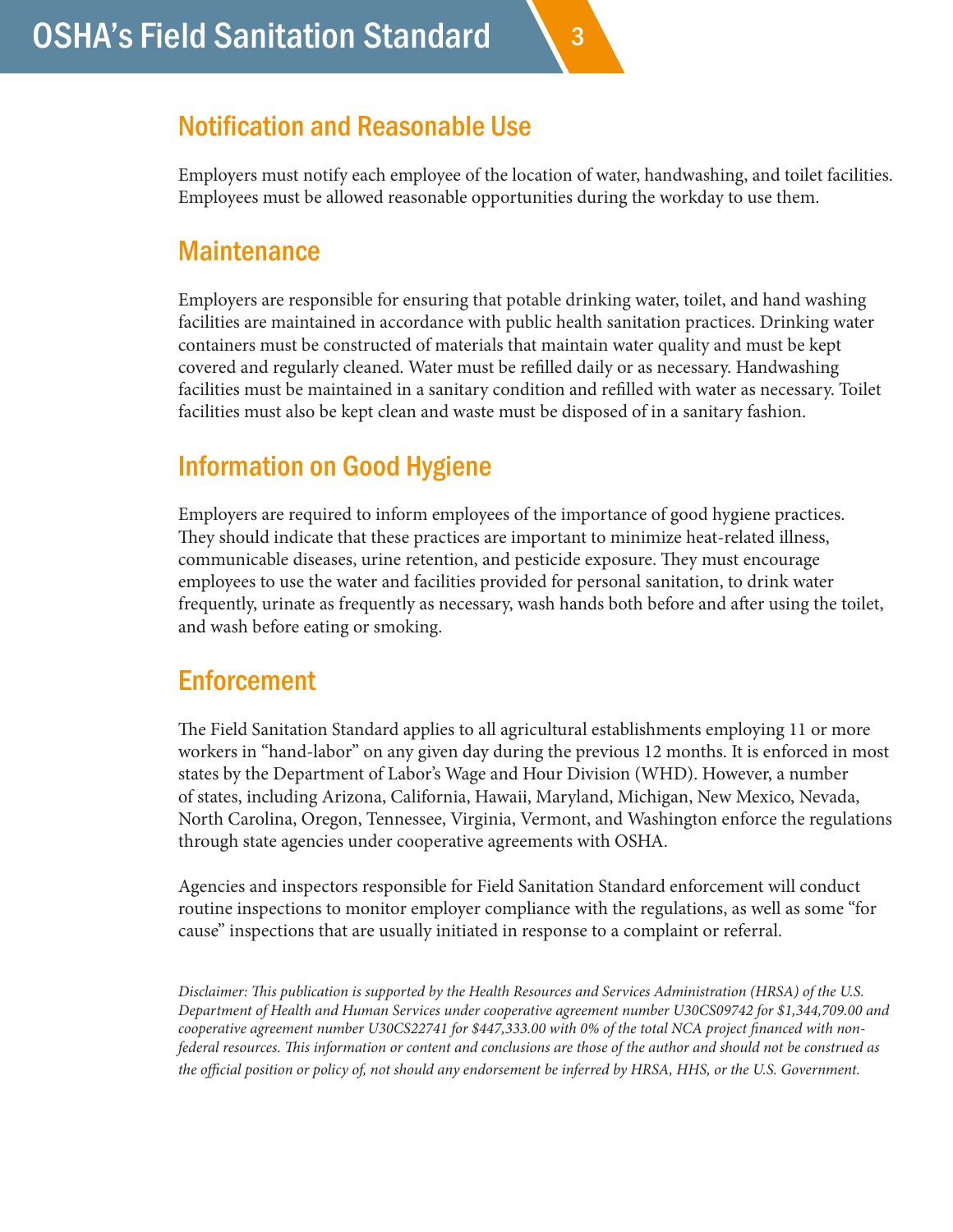## Notification and Reasonable Use

Employers must notify each employee of the location of water, handwashing, and toilet facilities. Employees must be allowed reasonable opportunities during the workday to use them.

## Maintenance

Employers are responsible for ensuring that potable drinking water, toilet, and hand washing facilities are maintained in accordance with public health sanitation practices. Drinking water containers must be constructed of materials that maintain water quality and must be kept covered and regularly cleaned. Water must be refilled daily or as necessary. Handwashing facilities must be maintained in a sanitary condition and refilled with water as necessary. Toilet facilities must also be kept clean and waste must be disposed of in a sanitary fashion.

## Information on Good Hygiene

Employers are required to inform employees of the importance of good hygiene practices. They should indicate that these practices are important to minimize heat-related illness, communicable diseases, urine retention, and pesticide exposure. They must encourage employees to use the water and facilities provided for personal sanitation, to drink water frequently, urinate as frequently as necessary, wash hands both before and after using the toilet, and wash before eating or smoking.

## Enforcement

The Field Sanitation Standard applies to all agricultural establishments employing 11 or more workers in "hand-labor" on any given day during the previous 12 months. It is enforced in most states by the Department of Labor's Wage and Hour Division (WHD). However, a number of states, including Arizona, California, Hawaii, Maryland, Michigan, New Mexico, Nevada, North Carolina, Oregon, Tennessee, Virginia, Vermont, and Washington enforce the regulations through state agencies under cooperative agreements with OSHA.

Agencies and inspectors responsible for Field Sanitation Standard enforcement will conduct routine inspections to monitor employer compliance with the regulations, as well as some "for cause" inspections that are usually initiated in response to a complaint or referral.

*Disclaimer: This publication is supported by the Health Resources and Services Administration (HRSA) of the U.S. Department of Health and Human Services under cooperative agreement number U30CS09742 for $1,344,709.00 and cooperative agreement number U30CS22741 for $447,333.00 with 0% of the total NCA project financed with non-federal resources. This information or content and conclusions are those of the author and should not be construed as the official position or policy of, not should any endorsement be inferred by HRSA, HHS, or the U.S. Government.*